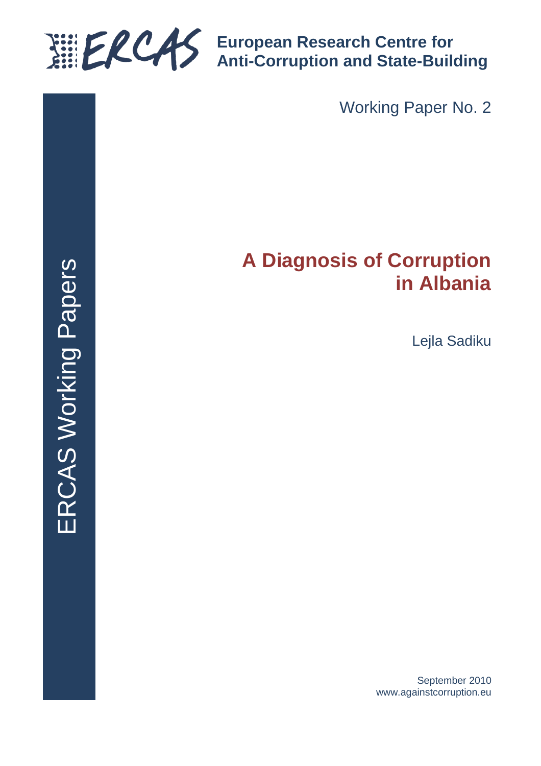ERCAS

**European Research Centre for Anti-Corruption and State-Building**

ERCAS Working Papers

Working Paper No. 2

# A Diagnosis of Corruption in Albania

Lejla Sadiku

September 2010
www.againstcorruption.eu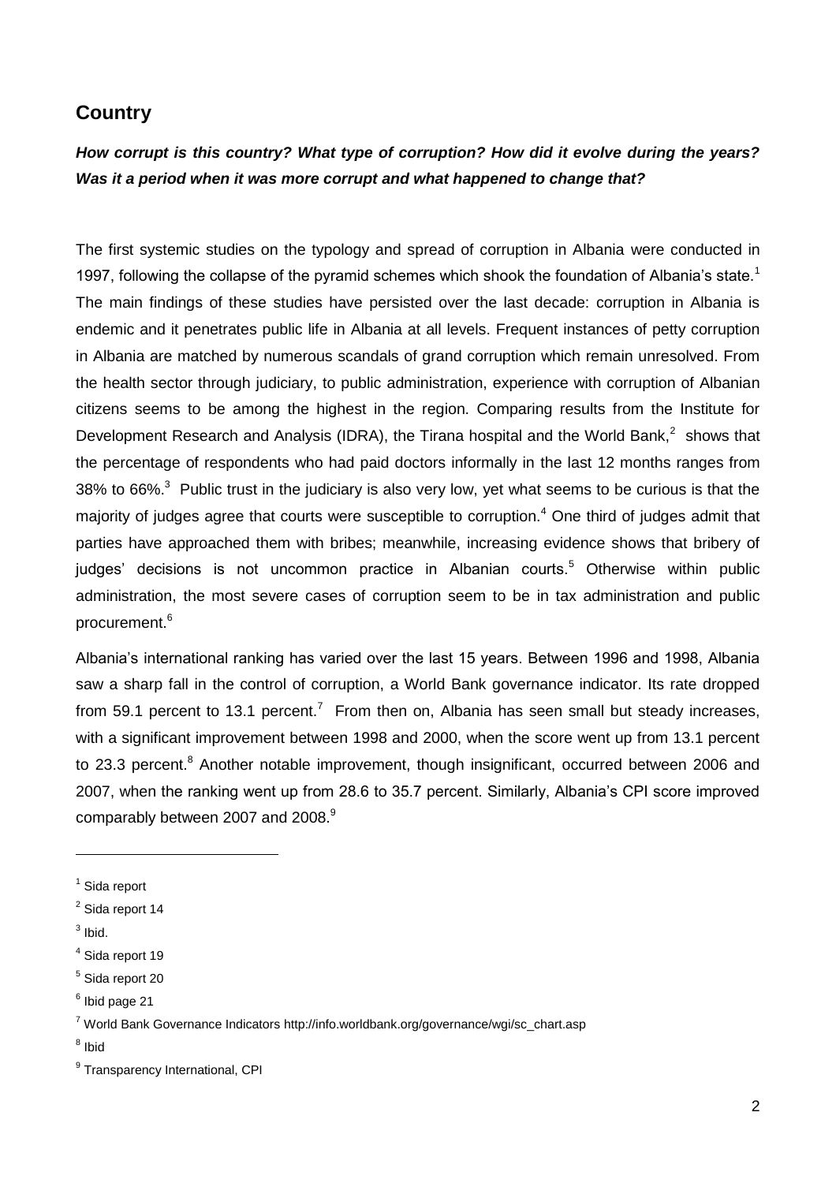## Country

***How corrupt is this country? What type of corruption? How did it evolve during the years? Was it a period when it was more corrupt and what happened to change that?***

The first systemic studies on the typology and spread of corruption in Albania were conducted in 1997, following the collapse of the pyramid schemes which shook the foundation of Albania's state.[1] The main findings of these studies have persisted over the last decade: corruption in Albania is endemic and it penetrates public life in Albania at all levels. Frequent instances of petty corruption in Albania are matched by numerous scandals of grand corruption which remain unresolved. From the health sector through judiciary, to public administration, experience with corruption of Albanian citizens seems to be among the highest in the region. Comparing results from the Institute for Development Research and Analysis (IDRA), the Tirana hospital and the World Bank,[2] shows that the percentage of respondents who had paid doctors informally in the last 12 months ranges from 38% to 66%.[3] Public trust in the judiciary is also very low, yet what seems to be curious is that the majority of judges agree that courts were susceptible to corruption.[4] One third of judges admit that parties have approached them with bribes; meanwhile, increasing evidence shows that bribery of judges' decisions is not uncommon practice in Albanian courts.[5] Otherwise within public administration, the most severe cases of corruption seem to be in tax administration and public procurement.[6]

Albania's international ranking has varied over the last 15 years. Between 1996 and 1998, Albania saw a sharp fall in the control of corruption, a World Bank governance indicator. Its rate dropped from 59.1 percent to 13.1 percent.[7] From then on, Albania has seen small but steady increases, with a significant improvement between 1998 and 2000, when the score went up from 13.1 percent to 23.3 percent.[8] Another notable improvement, though insignificant, occurred between 2006 and 2007, when the ranking went up from 28.6 to 35.7 percent. Similarly, Albania's CPI score improved comparably between 2007 and 2008.[9]

---

[1] Sida report

[2] Sida report 14

[3] Ibid.

[4] Sida report 19

[5] Sida report 20

[6] Ibid page 21

[7] World Bank Governance Indicators http://info.worldbank.org/governance/wgi/sc_chart.asp

[8] Ibid

[9] Transparency International, CPI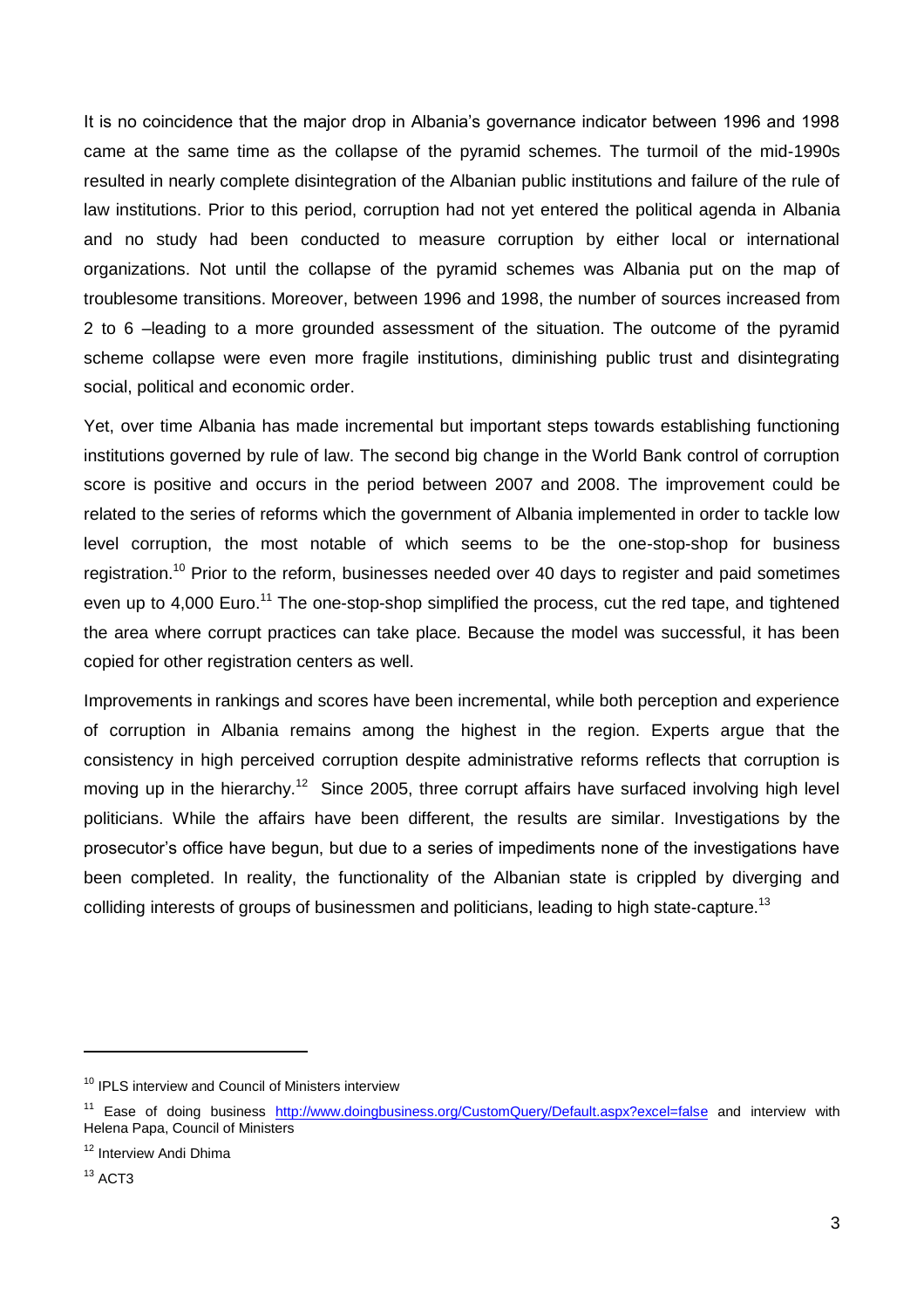It is no coincidence that the major drop in Albania's governance indicator between 1996 and 1998 came at the same time as the collapse of the pyramid schemes. The turmoil of the mid-1990s resulted in nearly complete disintegration of the Albanian public institutions and failure of the rule of law institutions. Prior to this period, corruption had not yet entered the political agenda in Albania and no study had been conducted to measure corruption by either local or international organizations. Not until the collapse of the pyramid schemes was Albania put on the map of troublesome transitions. Moreover, between 1996 and 1998, the number of sources increased from 2 to 6 –leading to a more grounded assessment of the situation. The outcome of the pyramid scheme collapse were even more fragile institutions, diminishing public trust and disintegrating social, political and economic order.

Yet, over time Albania has made incremental but important steps towards establishing functioning institutions governed by rule of law. The second big change in the World Bank control of corruption score is positive and occurs in the period between 2007 and 2008. The improvement could be related to the series of reforms which the government of Albania implemented in order to tackle low level corruption, the most notable of which seems to be the one-stop-shop for business registration.[10] Prior to the reform, businesses needed over 40 days to register and paid sometimes even up to 4,000 Euro.[11] The one-stop-shop simplified the process, cut the red tape, and tightened the area where corrupt practices can take place. Because the model was successful, it has been copied for other registration centers as well.

Improvements in rankings and scores have been incremental, while both perception and experience of corruption in Albania remains among the highest in the region. Experts argue that the consistency in high perceived corruption despite administrative reforms reflects that corruption is moving up in the hierarchy.[12] Since 2005, three corrupt affairs have surfaced involving high level politicians. While the affairs have been different, the results are similar. Investigations by the prosecutor's office have begun, but due to a series of impediments none of the investigations have been completed. In reality, the functionality of the Albanian state is crippled by diverging and colliding interests of groups of businessmen and politicians, leading to high state-capture.[13]

---

[10] IPLS interview and Council of Ministers interview

[11] Ease of doing business http://www.doingbusiness.org/CustomQuery/Default.aspx?excel=false and interview with Helena Papa, Council of Ministers

[12] Interview Andi Dhima

[13] ACT3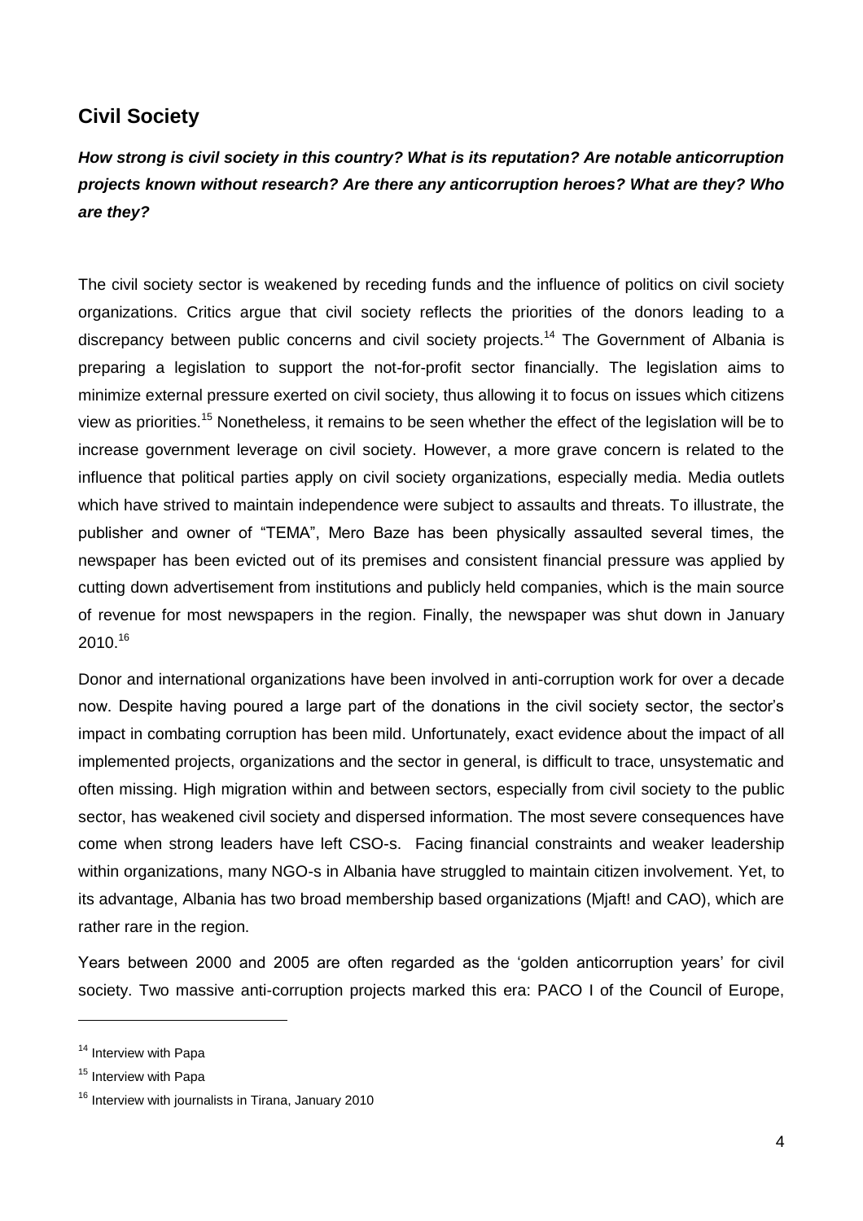## Civil Society

***How strong is civil society in this country? What is its reputation? Are notable anticorruption projects known without research? Are there any anticorruption heroes? What are they? Who are they?***

The civil society sector is weakened by receding funds and the influence of politics on civil society organizations. Critics argue that civil society reflects the priorities of the donors leading to a discrepancy between public concerns and civil society projects.[14] The Government of Albania is preparing a legislation to support the not-for-profit sector financially. The legislation aims to minimize external pressure exerted on civil society, thus allowing it to focus on issues which citizens view as priorities.[15] Nonetheless, it remains to be seen whether the effect of the legislation will be to increase government leverage on civil society. However, a more grave concern is related to the influence that political parties apply on civil society organizations, especially media. Media outlets which have strived to maintain independence were subject to assaults and threats. To illustrate, the publisher and owner of "TEMA", Mero Baze has been physically assaulted several times, the newspaper has been evicted out of its premises and consistent financial pressure was applied by cutting down advertisement from institutions and publicly held companies, which is the main source of revenue for most newspapers in the region. Finally, the newspaper was shut down in January 2010.[16]

Donor and international organizations have been involved in anti-corruption work for over a decade now. Despite having poured a large part of the donations in the civil society sector, the sector's impact in combating corruption has been mild. Unfortunately, exact evidence about the impact of all implemented projects, organizations and the sector in general, is difficult to trace, unsystematic and often missing. High migration within and between sectors, especially from civil society to the public sector, has weakened civil society and dispersed information. The most severe consequences have come when strong leaders have left CSO-s. Facing financial constraints and weaker leadership within organizations, many NGO-s in Albania have struggled to maintain citizen involvement. Yet, to its advantage, Albania has two broad membership based organizations (Mjaft! and CAO), which are rather rare in the region.

Years between 2000 and 2005 are often regarded as the 'golden anticorruption years' for civil society. Two massive anti-corruption projects marked this era: PACO I of the Council of Europe,

---

[14] Interview with Papa

[15] Interview with Papa

[16] Interview with journalists in Tirana, January 2010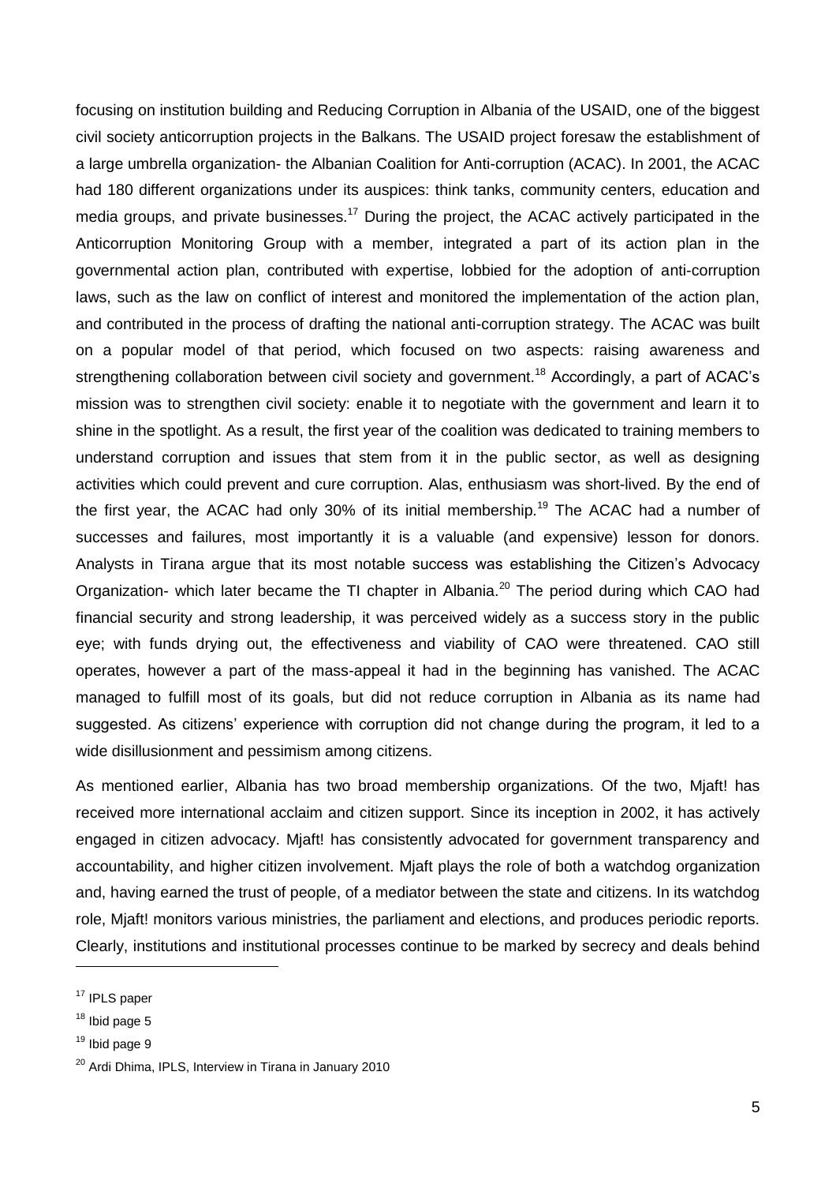focusing on institution building and Reducing Corruption in Albania of the USAID, one of the biggest civil society anticorruption projects in the Balkans. The USAID project foresaw the establishment of a large umbrella organization- the Albanian Coalition for Anti-corruption (ACAC). In 2001, the ACAC had 180 different organizations under its auspices: think tanks, community centers, education and media groups, and private businesses.[17] During the project, the ACAC actively participated in the Anticorruption Monitoring Group with a member, integrated a part of its action plan in the governmental action plan, contributed with expertise, lobbied for the adoption of anti-corruption laws, such as the law on conflict of interest and monitored the implementation of the action plan, and contributed in the process of drafting the national anti-corruption strategy. The ACAC was built on a popular model of that period, which focused on two aspects: raising awareness and strengthening collaboration between civil society and government.[18] Accordingly, a part of ACAC's mission was to strengthen civil society: enable it to negotiate with the government and learn it to shine in the spotlight. As a result, the first year of the coalition was dedicated to training members to understand corruption and issues that stem from it in the public sector, as well as designing activities which could prevent and cure corruption. Alas, enthusiasm was short-lived. By the end of the first year, the ACAC had only 30% of its initial membership.[19] The ACAC had a number of successes and failures, most importantly it is a valuable (and expensive) lesson for donors. Analysts in Tirana argue that its most notable success was establishing the Citizen's Advocacy Organization- which later became the TI chapter in Albania.[20] The period during which CAO had financial security and strong leadership, it was perceived widely as a success story in the public eye; with funds drying out, the effectiveness and viability of CAO were threatened. CAO still operates, however a part of the mass-appeal it had in the beginning has vanished. The ACAC managed to fulfill most of its goals, but did not reduce corruption in Albania as its name had suggested. As citizens' experience with corruption did not change during the program, it led to a wide disillusionment and pessimism among citizens.

As mentioned earlier, Albania has two broad membership organizations. Of the two, Mjaft! has received more international acclaim and citizen support. Since its inception in 2002, it has actively engaged in citizen advocacy. Mjaft! has consistently advocated for government transparency and accountability, and higher citizen involvement. Mjaft plays the role of both a watchdog organization and, having earned the trust of people, of a mediator between the state and citizens. In its watchdog role, Mjaft! monitors various ministries, the parliament and elections, and produces periodic reports. Clearly, institutions and institutional processes continue to be marked by secrecy and deals behind

---

[17] IPLS paper

[18] Ibid page 5

[19] Ibid page 9

[20] Ardi Dhima, IPLS, Interview in Tirana in January 2010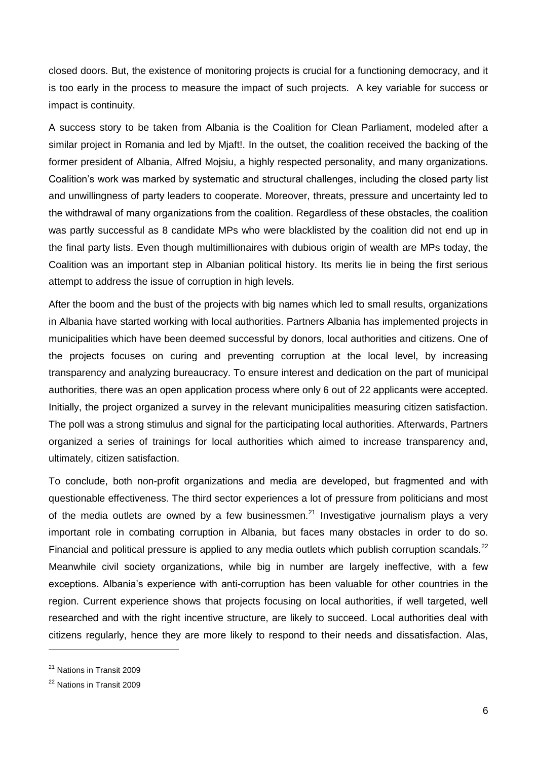closed doors. But, the existence of monitoring projects is crucial for a functioning democracy, and it is too early in the process to measure the impact of such projects. A key variable for success or impact is continuity.

A success story to be taken from Albania is the Coalition for Clean Parliament, modeled after a similar project in Romania and led by Mjaft!. In the outset, the coalition received the backing of the former president of Albania, Alfred Mojsiu, a highly respected personality, and many organizations. Coalition's work was marked by systematic and structural challenges, including the closed party list and unwillingness of party leaders to cooperate. Moreover, threats, pressure and uncertainty led to the withdrawal of many organizations from the coalition. Regardless of these obstacles, the coalition was partly successful as 8 candidate MPs who were blacklisted by the coalition did not end up in the final party lists. Even though multimillionaires with dubious origin of wealth are MPs today, the Coalition was an important step in Albanian political history. Its merits lie in being the first serious attempt to address the issue of corruption in high levels.

After the boom and the bust of the projects with big names which led to small results, organizations in Albania have started working with local authorities. Partners Albania has implemented projects in municipalities which have been deemed successful by donors, local authorities and citizens. One of the projects focuses on curing and preventing corruption at the local level, by increasing transparency and analyzing bureaucracy. To ensure interest and dedication on the part of municipal authorities, there was an open application process where only 6 out of 22 applicants were accepted. Initially, the project organized a survey in the relevant municipalities measuring citizen satisfaction. The poll was a strong stimulus and signal for the participating local authorities. Afterwards, Partners organized a series of trainings for local authorities which aimed to increase transparency and, ultimately, citizen satisfaction.

To conclude, both non-profit organizations and media are developed, but fragmented and with questionable effectiveness. The third sector experiences a lot of pressure from politicians and most of the media outlets are owned by a few businessmen.[21] Investigative journalism plays a very important role in combating corruption in Albania, but faces many obstacles in order to do so. Financial and political pressure is applied to any media outlets which publish corruption scandals.[22] Meanwhile civil society organizations, while big in number are largely ineffective, with a few exceptions. Albania's experience with anti-corruption has been valuable for other countries in the region. Current experience shows that projects focusing on local authorities, if well targeted, well researched and with the right incentive structure, are likely to succeed. Local authorities deal with citizens regularly, hence they are more likely to respond to their needs and dissatisfaction. Alas,

---

[21] Nations in Transit 2009

[22] Nations in Transit 2009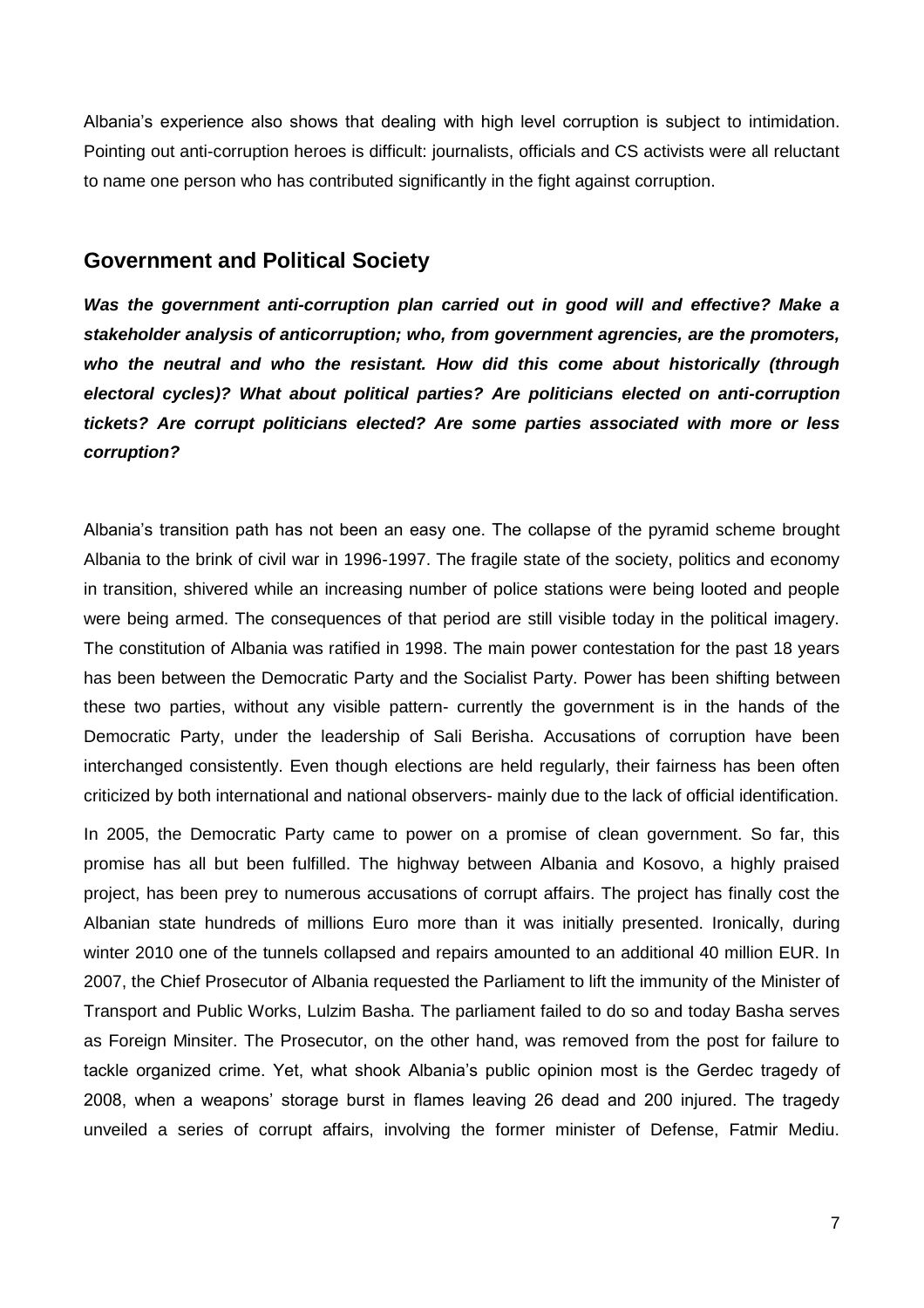Albania's experience also shows that dealing with high level corruption is subject to intimidation. Pointing out anti-corruption heroes is difficult: journalists, officials and CS activists were all reluctant to name one person who has contributed significantly in the fight against corruption.

## Government and Political Society

***Was the government anti-corruption plan carried out in good will and effective? Make a stakeholder analysis of anticorruption; who, from government agrencies, are the promoters, who the neutral and who the resistant. How did this come about historically (through electoral cycles)? What about political parties? Are politicians elected on anti-corruption tickets? Are corrupt politicians elected? Are some parties associated with more or less corruption?***

Albania's transition path has not been an easy one. The collapse of the pyramid scheme brought Albania to the brink of civil war in 1996-1997. The fragile state of the society, politics and economy in transition, shivered while an increasing number of police stations were being looted and people were being armed. The consequences of that period are still visible today in the political imagery. The constitution of Albania was ratified in 1998. The main power contestation for the past 18 years has been between the Democratic Party and the Socialist Party. Power has been shifting between these two parties, without any visible pattern- currently the government is in the hands of the Democratic Party, under the leadership of Sali Berisha. Accusations of corruption have been interchanged consistently. Even though elections are held regularly, their fairness has been often criticized by both international and national observers- mainly due to the lack of official identification.

In 2005, the Democratic Party came to power on a promise of clean government. So far, this promise has all but been fulfilled. The highway between Albania and Kosovo, a highly praised project, has been prey to numerous accusations of corrupt affairs. The project has finally cost the Albanian state hundreds of millions Euro more than it was initially presented. Ironically, during winter 2010 one of the tunnels collapsed and repairs amounted to an additional 40 million EUR. In 2007, the Chief Prosecutor of Albania requested the Parliament to lift the immunity of the Minister of Transport and Public Works, Lulzim Basha. The parliament failed to do so and today Basha serves as Foreign Minsiter. The Prosecutor, on the other hand, was removed from the post for failure to tackle organized crime. Yet, what shook Albania's public opinion most is the Gerdec tragedy of 2008, when a weapons' storage burst in flames leaving 26 dead and 200 injured. The tragedy unveiled a series of corrupt affairs, involving the former minister of Defense, Fatmir Mediu.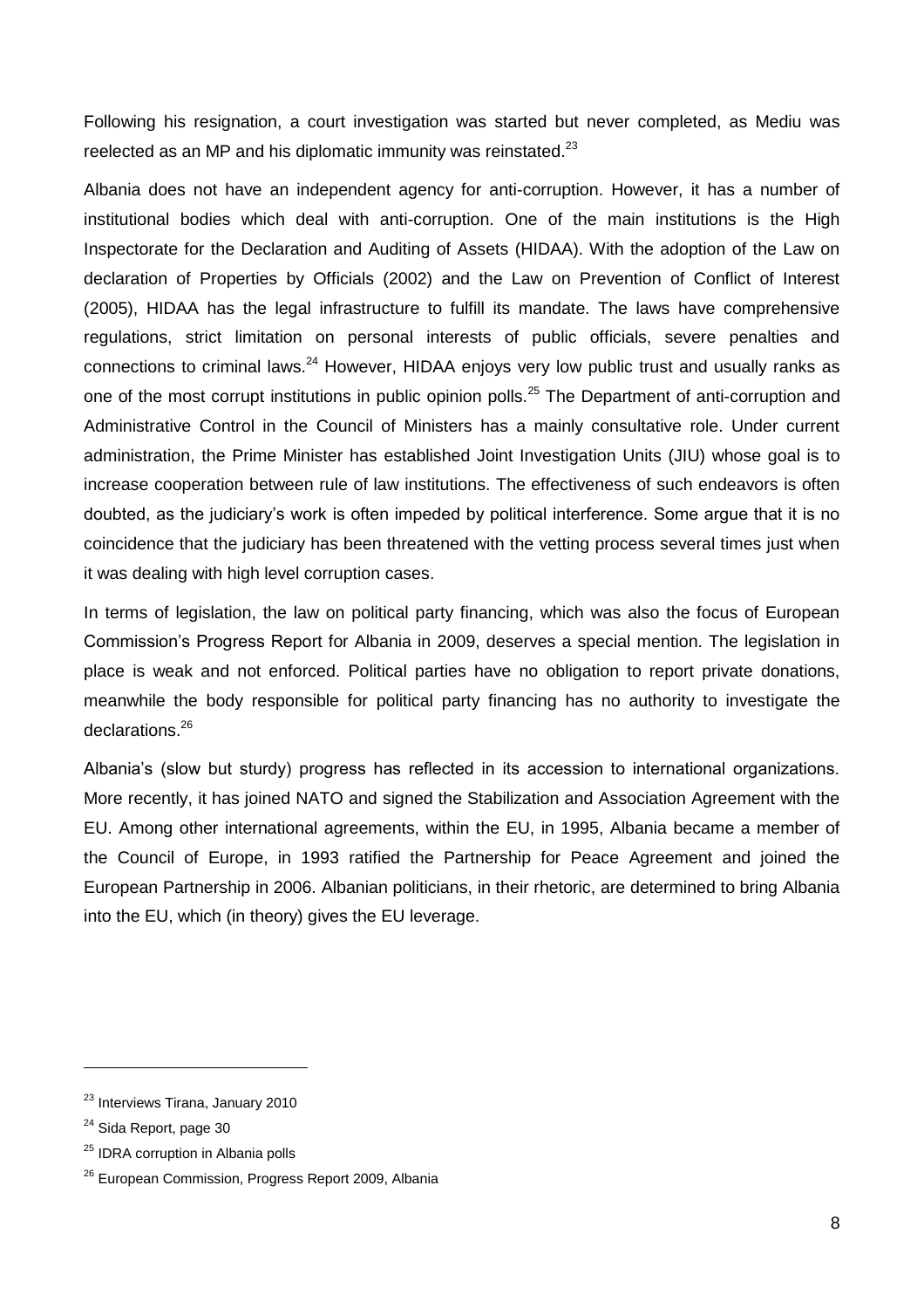Following his resignation, a court investigation was started but never completed, as Mediu was reelected as an MP and his diplomatic immunity was reinstated.[23]

Albania does not have an independent agency for anti-corruption. However, it has a number of institutional bodies which deal with anti-corruption. One of the main institutions is the High Inspectorate for the Declaration and Auditing of Assets (HIDAA). With the adoption of the Law on declaration of Properties by Officials (2002) and the Law on Prevention of Conflict of Interest (2005), HIDAA has the legal infrastructure to fulfill its mandate. The laws have comprehensive regulations, strict limitation on personal interests of public officials, severe penalties and connections to criminal laws.[24] However, HIDAA enjoys very low public trust and usually ranks as one of the most corrupt institutions in public opinion polls.[25] The Department of anti-corruption and Administrative Control in the Council of Ministers has a mainly consultative role. Under current administration, the Prime Minister has established Joint Investigation Units (JIU) whose goal is to increase cooperation between rule of law institutions. The effectiveness of such endeavors is often doubted, as the judiciary's work is often impeded by political interference. Some argue that it is no coincidence that the judiciary has been threatened with the vetting process several times just when it was dealing with high level corruption cases.

In terms of legislation, the law on political party financing, which was also the focus of European Commission's Progress Report for Albania in 2009, deserves a special mention. The legislation in place is weak and not enforced. Political parties have no obligation to report private donations, meanwhile the body responsible for political party financing has no authority to investigate the declarations.[26]

Albania's (slow but sturdy) progress has reflected in its accession to international organizations. More recently, it has joined NATO and signed the Stabilization and Association Agreement with the EU. Among other international agreements, within the EU, in 1995, Albania became a member of the Council of Europe, in 1993 ratified the Partnership for Peace Agreement and joined the European Partnership in 2006. Albanian politicians, in their rhetoric, are determined to bring Albania into the EU, which (in theory) gives the EU leverage.

---

[23] Interviews Tirana, January 2010

[24] Sida Report, page 30

[25] IDRA corruption in Albania polls

[26] European Commission, Progress Report 2009, Albania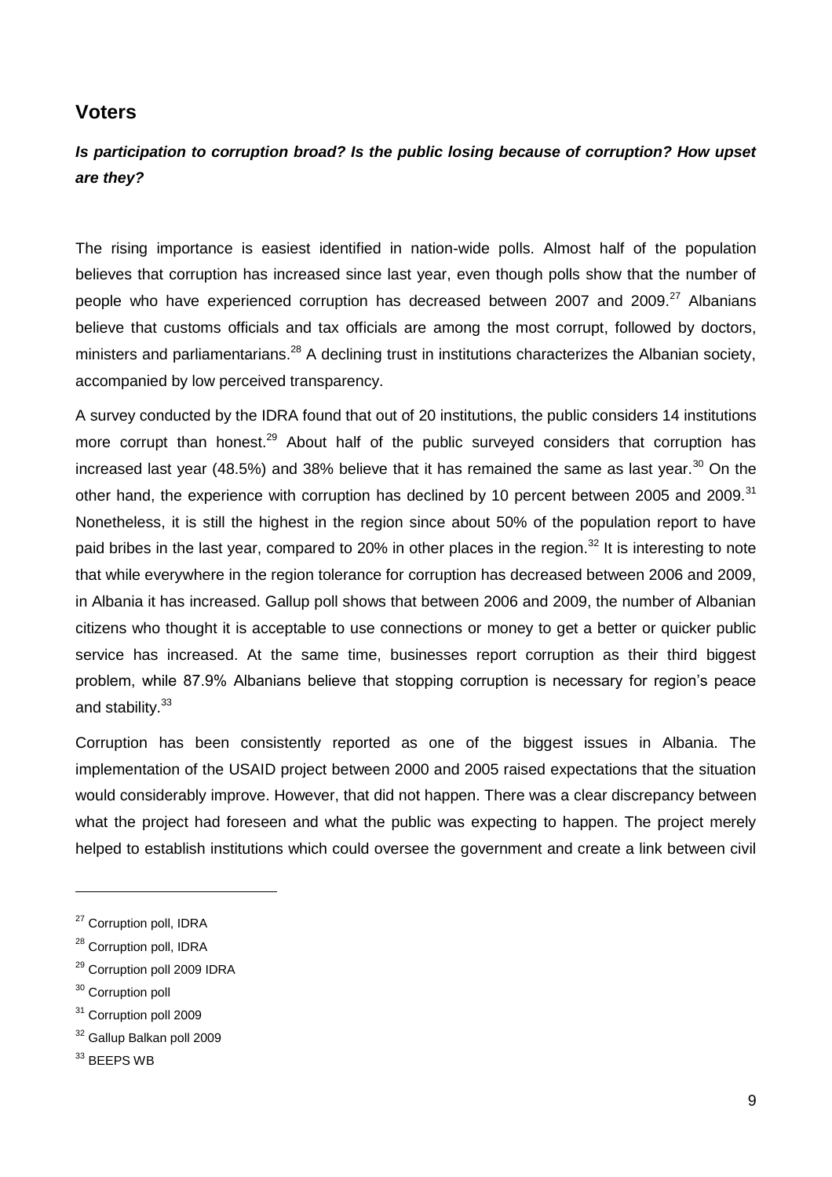## Voters

***Is participation to corruption broad? Is the public losing because of corruption? How upset are they?***

The rising importance is easiest identified in nation-wide polls. Almost half of the population believes that corruption has increased since last year, even though polls show that the number of people who have experienced corruption has decreased between 2007 and 2009.[27] Albanians believe that customs officials and tax officials are among the most corrupt, followed by doctors, ministers and parliamentarians.[28] A declining trust in institutions characterizes the Albanian society, accompanied by low perceived transparency.

A survey conducted by the IDRA found that out of 20 institutions, the public considers 14 institutions more corrupt than honest.[29] About half of the public surveyed considers that corruption has increased last year (48.5%) and 38% believe that it has remained the same as last year.[30] On the other hand, the experience with corruption has declined by 10 percent between 2005 and 2009.[31] Nonetheless, it is still the highest in the region since about 50% of the population report to have paid bribes in the last year, compared to 20% in other places in the region.[32] It is interesting to note that while everywhere in the region tolerance for corruption has decreased between 2006 and 2009, in Albania it has increased. Gallup poll shows that between 2006 and 2009, the number of Albanian citizens who thought it is acceptable to use connections or money to get a better or quicker public service has increased. At the same time, businesses report corruption as their third biggest problem, while 87.9% Albanians believe that stopping corruption is necessary for region's peace and stability.[33]

Corruption has been consistently reported as one of the biggest issues in Albania. The implementation of the USAID project between 2000 and 2005 raised expectations that the situation would considerably improve. However, that did not happen. There was a clear discrepancy between what the project had foreseen and what the public was expecting to happen. The project merely helped to establish institutions which could oversee the government and create a link between civil

---

[27] Corruption poll, IDRA

[28] Corruption poll, IDRA

[29] Corruption poll 2009 IDRA

[30] Corruption poll

[31] Corruption poll 2009

[32] Gallup Balkan poll 2009

[33] BEEPS WB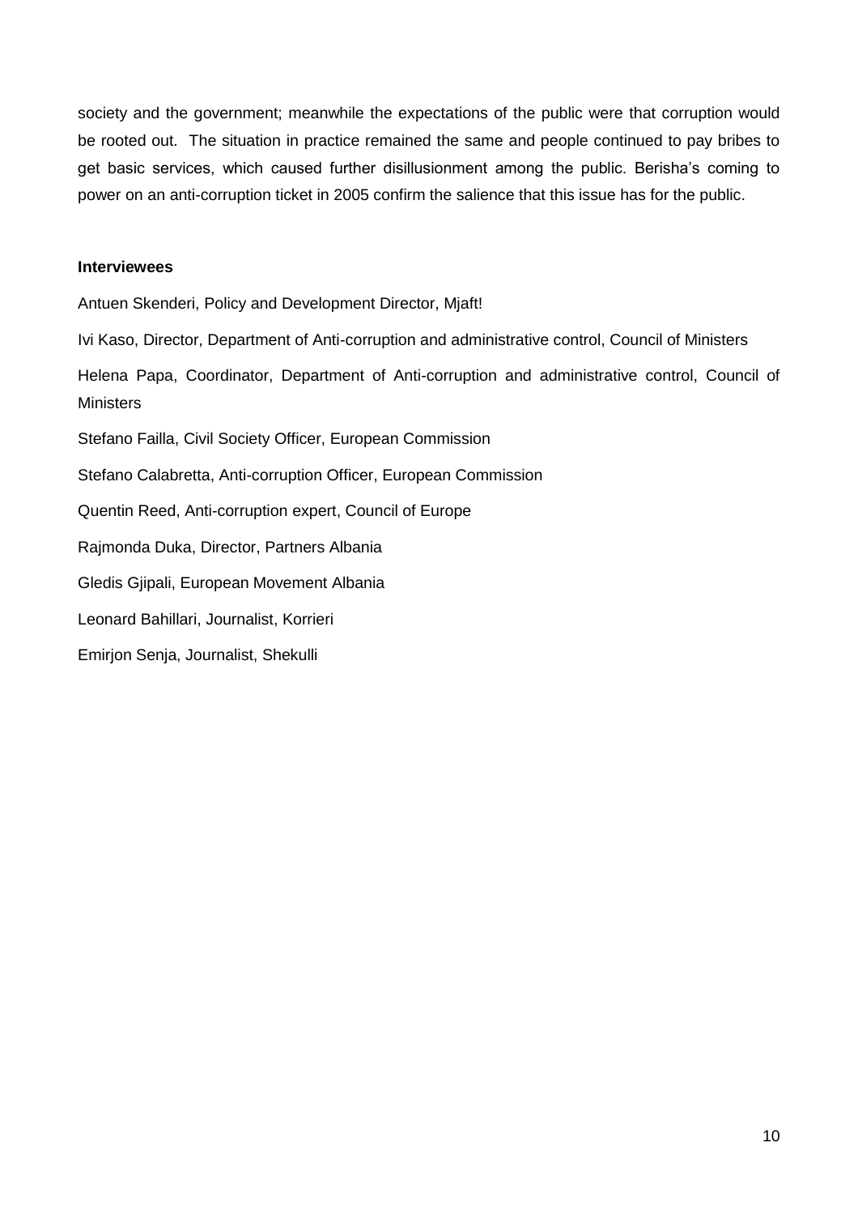society and the government; meanwhile the expectations of the public were that corruption would be rooted out. The situation in practice remained the same and people continued to pay bribes to get basic services, which caused further disillusionment among the public. Berisha's coming to power on an anti-corruption ticket in 2005 confirm the salience that this issue has for the public.

**Interviewees**

Antuen Skenderi, Policy and Development Director, Mjaft!

Ivi Kaso, Director, Department of Anti-corruption and administrative control, Council of Ministers

Helena Papa, Coordinator, Department of Anti-corruption and administrative control, Council of Ministers

Stefano Failla, Civil Society Officer, European Commission

Stefano Calabretta, Anti-corruption Officer, European Commission

Quentin Reed, Anti-corruption expert, Council of Europe

Rajmonda Duka, Director, Partners Albania

Gledis Gjipali, European Movement Albania

Leonard Bahillari, Journalist, Korrieri

Emirjon Senja, Journalist, Shekulli